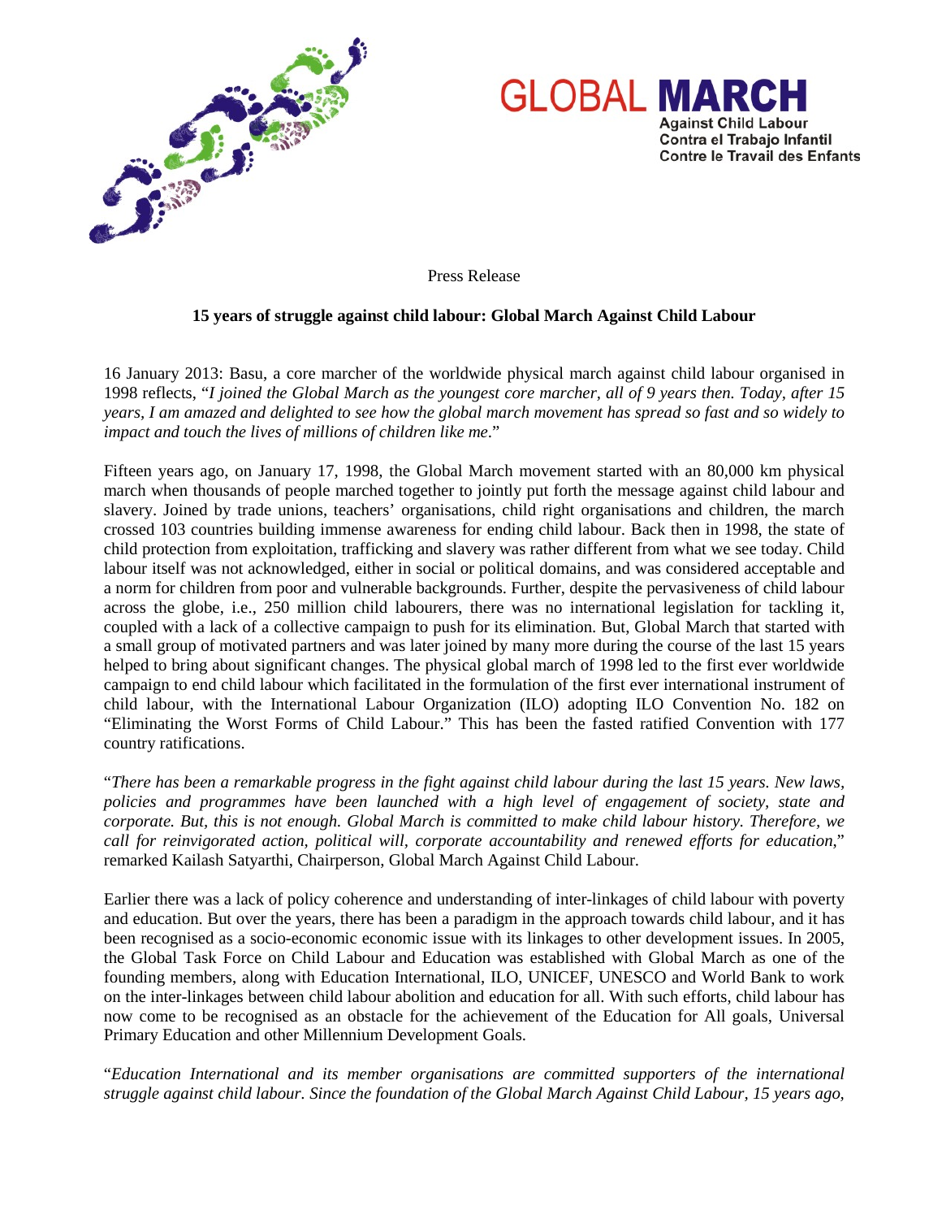GLOBAL **MARCH**

**Against Child Labour**
**Contra el Trabajo Infantil**
**Contre le Travail des Enfants**

Press Release

**15 years of struggle against child labour: Global March Against Child Labour**

16 January 2013: Basu, a core marcher of the worldwide physical march against child labour organised in 1998 reflects, "*I joined the Global March as the youngest core marcher, all of 9 years then. Today, after 15 years, I am amazed and delighted to see how the global march movement has spread so fast and so widely to impact and touch the lives of millions of children like me*."

Fifteen years ago, on January 17, 1998, the Global March movement started with an 80,000 km physical march when thousands of people marched together to jointly put forth the message against child labour and slavery. Joined by trade unions, teachers' organisations, child right organisations and children, the march crossed 103 countries building immense awareness for ending child labour. Back then in 1998, the state of child protection from exploitation, trafficking and slavery was rather different from what we see today. Child labour itself was not acknowledged, either in social or political domains, and was considered acceptable and a norm for children from poor and vulnerable backgrounds. Further, despite the pervasiveness of child labour across the globe, i.e., 250 million child labourers, there was no international legislation for tackling it, coupled with a lack of a collective campaign to push for its elimination. But, Global March that started with a small group of motivated partners and was later joined by many more during the course of the last 15 years helped to bring about significant changes. The physical global march of 1998 led to the first ever worldwide campaign to end child labour which facilitated in the formulation of the first ever international instrument of child labour, with the International Labour Organization (ILO) adopting ILO Convention No. 182 on "Eliminating the Worst Forms of Child Labour." This has been the fasted ratified Convention with 177 country ratifications.

"*There has been a remarkable progress in the fight against child labour during the last 15 years. New laws, policies and programmes have been launched with a high level of engagement of society, state and corporate. But, this is not enough. Global March is committed to make child labour history. Therefore, we call for reinvigorated action, political will, corporate accountability and renewed efforts for education*," remarked Kailash Satyarthi, Chairperson, Global March Against Child Labour.

Earlier there was a lack of policy coherence and understanding of inter-linkages of child labour with poverty and education. But over the years, there has been a paradigm in the approach towards child labour, and it has been recognised as a socio-economic economic issue with its linkages to other development issues. In 2005, the Global Task Force on Child Labour and Education was established with Global March as one of the founding members, along with Education International, ILO, UNICEF, UNESCO and World Bank to work on the inter-linkages between child labour abolition and education for all. With such efforts, child labour has now come to be recognised as an obstacle for the achievement of the Education for All goals, Universal Primary Education and other Millennium Development Goals.

"*Education International and its member organisations are committed supporters of the international struggle against child labour. Since the foundation of the Global March Against Child Labour, 15 years ago,*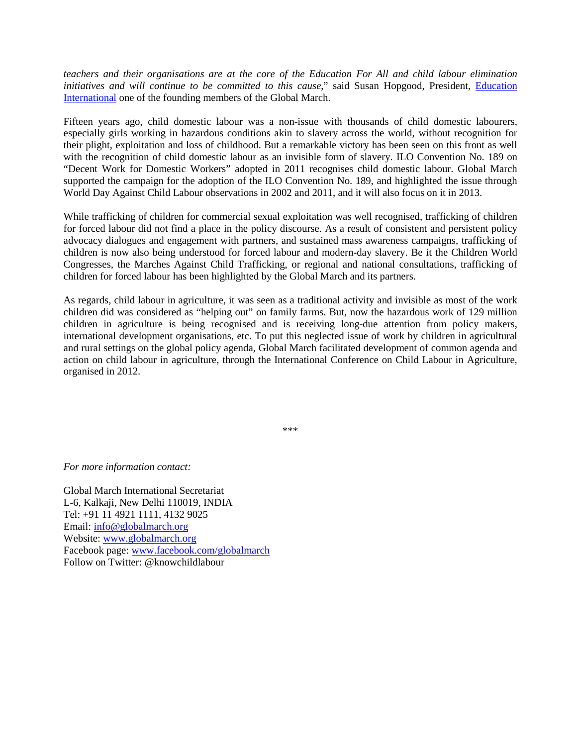*teachers and their organisations are at the core of the Education For All and child labour elimination initiatives and will continue to be committed to this cause*," said Susan Hopgood, President, Education International one of the founding members of the Global March.

Fifteen years ago, child domestic labour was a non-issue with thousands of child domestic labourers, especially girls working in hazardous conditions akin to slavery across the world, without recognition for their plight, exploitation and loss of childhood. But a remarkable victory has been seen on this front as well with the recognition of child domestic labour as an invisible form of slavery. ILO Convention No. 189 on "Decent Work for Domestic Workers" adopted in 2011 recognises child domestic labour. Global March supported the campaign for the adoption of the ILO Convention No. 189, and highlighted the issue through World Day Against Child Labour observations in 2002 and 2011, and it will also focus on it in 2013.

While trafficking of children for commercial sexual exploitation was well recognised, trafficking of children for forced labour did not find a place in the policy discourse. As a result of consistent and persistent policy advocacy dialogues and engagement with partners, and sustained mass awareness campaigns, trafficking of children is now also being understood for forced labour and modern-day slavery. Be it the Children World Congresses, the Marches Against Child Trafficking, or regional and national consultations, trafficking of children for forced labour has been highlighted by the Global March and its partners.

As regards, child labour in agriculture, it was seen as a traditional activity and invisible as most of the work children did was considered as "helping out" on family farms. But, now the hazardous work of 129 million children in agriculture is being recognised and is receiving long-due attention from policy makers, international development organisations, etc. To put this neglected issue of work by children in agricultural and rural settings on the global policy agenda, Global March facilitated development of common agenda and action on child labour in agriculture, through the International Conference on Child Labour in Agriculture, organised in 2012.

***

*For more information contact:*

Global March International Secretariat
L-6, Kalkaji, New Delhi 110019, INDIA
Tel: +91 11 4921 1111, 4132 9025
Email: info@globalmarch.org
Website: www.globalmarch.org
Facebook page: www.facebook.com/globalmarch
Follow on Twitter: @knowchildlabour